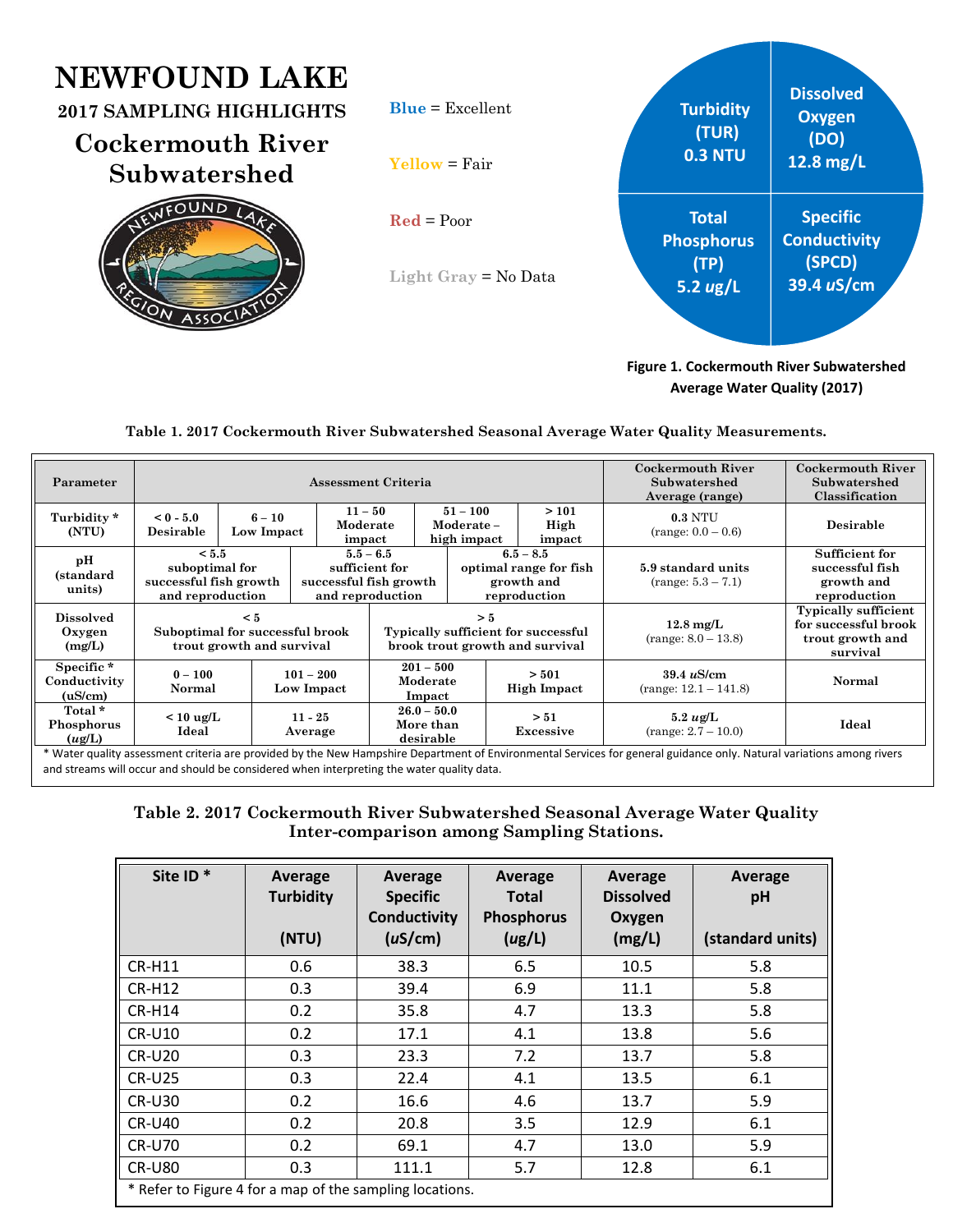# NEWFOUND LAKE

## 2017 SAMPLING HIGHLIGHTS

## Cockermouth River Subwatershed

**Blue** = Excellent

**Yellow** = Fair

**Red** = Poor

**Light Gray** = No Data

Turbidity (TUR) 0.3 NTU

Dissolved Oxygen (DO) 12.8 mg/L

Total Phosphorus (TP) 5.2 *ug*/L

Specific Conductivity (SPCD) 39.4 *u*S/cm

**Figure 1. Cockermouth River Subwatershed Average Water Quality (2017)**

**Table 1. 2017 Cockermouth River Subwatershed Seasonal Average Water Quality Measurements.**

| Parameter | Assessment Criteria | | | | | Cockermouth River Subwatershed Average (range) | Cockermouth River Subwatershed Classification |
|---|---|---|---|---|---|---|---|
| Turbidity * (NTU) | < 0 - 5.0 Desirable | 6 – 10 Low Impact | 11 – 50 Moderate impact | 51 – 100 Moderate – high impact | > 101 High impact | **0.3** NTU (range: 0.0 – 0.6) | Desirable |
| pH (standard units) | < 5.5 suboptimal for successful fish growth and reproduction | | 5.5 – 6.5 sufficient for successful fish growth and reproduction | | 6.5 – 8.5 optimal range for fish growth and reproduction | **5.9** standard units (range: 5.3 – 7.1) | Sufficient for successful fish growth and reproduction |
| Dissolved Oxygen (mg/L) | < 5 Suboptimal for successful brook trout growth and survival | | | > 5 Typically sufficient for successful brook trout growth and survival | | **12.8** mg/L (range: 8.0 – 13.8) | Typically sufficient for successful brook trout growth and survival |
| Specific * Conductivity (uS/cm) | 0 – 100 Normal | 101 – 200 Low Impact | 201 – 500 Moderate Impact | > 501 High Impact | | **39.4** *u*S/cm (range: 12.1 – 141.8) | Normal |
| Total * Phosphorus (*ug*/L) | < 10 ug/L Ideal | 11 - 25 Average | 26.0 – 50.0 More than desirable | > 51 Excessive | | **5.2** *ug*/L (range: 2.7 – 10.0) | Ideal |

* Water quality assessment criteria are provided by the New Hampshire Department of Environmental Services for general guidance only. Natural variations among rivers and streams will occur and should be considered when interpreting the water quality data.

**Table 2. 2017 Cockermouth River Subwatershed Seasonal Average Water Quality Inter-comparison among Sampling Stations.**

| Site ID * | Average Turbidity (NTU) | Average Specific Conductivity (*u*S/cm) | Average Total Phosphorus (*ug*/L) | Average Dissolved Oxygen (mg/L) | Average pH (standard units) |
|---|---|---|---|---|---|
| CR-H11 | 0.6 | 38.3 | 6.5 | 10.5 | 5.8 |
| CR-H12 | 0.3 | 39.4 | 6.9 | 11.1 | 5.8 |
| CR-H14 | 0.2 | 35.8 | 4.7 | 13.3 | 5.8 |
| CR-U10 | 0.2 | 17.1 | 4.1 | 13.8 | 5.6 |
| CR-U20 | 0.3 | 23.3 | 7.2 | 13.7 | 5.8 |
| CR-U25 | 0.3 | 22.4 | 4.1 | 13.5 | 6.1 |
| CR-U30 | 0.2 | 16.6 | 4.6 | 13.7 | 5.9 |
| CR-U40 | 0.2 | 20.8 | 3.5 | 12.9 | 6.1 |
| CR-U70 | 0.2 | 69.1 | 4.7 | 13.0 | 5.9 |
| CR-U80 | 0.3 | 111.1 | 5.7 | 12.8 | 6.1 |

* Refer to Figure 4 for a map of the sampling locations.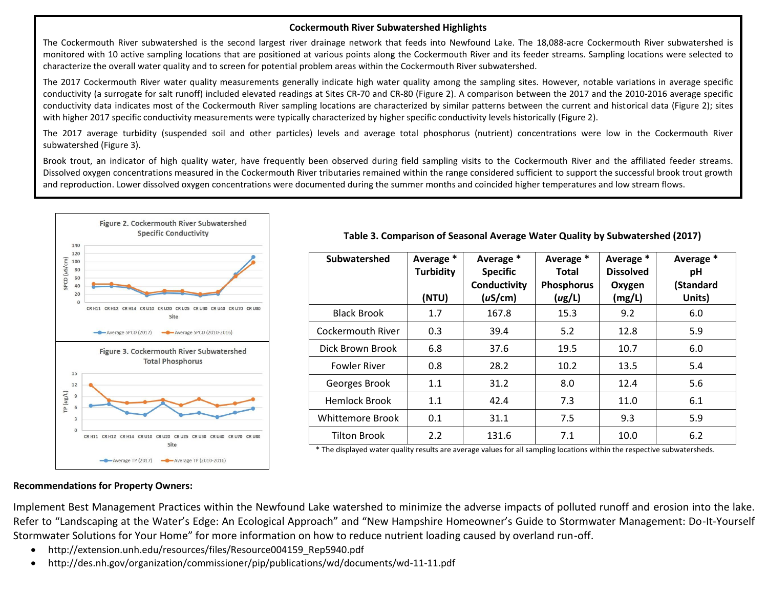## Cockermouth River Subwatershed Highlights

The Cockermouth River subwatershed is the second largest river drainage network that feeds into Newfound Lake. The 18,088-acre Cockermouth River subwatershed is monitored with 10 active sampling locations that are positioned at various points along the Cockermouth River and its feeder streams. Sampling locations were selected to characterize the overall water quality and to screen for potential problem areas within the Cockermouth River subwatershed.

The 2017 Cockermouth River water quality measurements generally indicate high water quality among the sampling sites. However, notable variations in average specific conductivity (a surrogate for salt runoff) included elevated readings at Sites CR-70 and CR-80 (Figure 2). A comparison between the 2017 and the 2010-2016 average specific conductivity data indicates most of the Cockermouth River sampling locations are characterized by similar patterns between the current and historical data (Figure 2); sites with higher 2017 specific conductivity measurements were typically characterized by higher specific conductivity levels historically (Figure 2).

The 2017 average turbidity (suspended soil and other particles) levels and average total phosphorus (nutrient) concentrations were low in the Cockermouth River subwatershed (Figure 3).

Brook trout, an indicator of high quality water, have frequently been observed during field sampling visits to the Cockermouth River and the affiliated feeder streams. Dissolved oxygen concentrations measured in the Cockermouth River tributaries remained within the range considered sufficient to support the successful brook trout growth and reproduction. Lower dissolved oxygen concentrations were documented during the summer months and coincided higher temperatures and low stream flows.

Figure 2. Cockermouth River Subwatershed Specific Conductivity

SPCD (uS/cm)

140
120
100
80
60
40
20
0

CR H11 CR H12 CR H14 CR U10 CR U20 CR U25 CR U30 CR U40 CR U70 CR U80

Site

Average SPCD (2017) Average SPCD (2010-2016)

Figure 3. Cockermouth River Subwatershed Total Phosphorus

TP (ug/L)

15
12
9
6
3
0

CR H11 CR H12 CR H14 CR U10 CR U20 CR U25 CR U30 CR U40 CR U70 CR U80

Site

Average TP (2017) Average TP (2010-2016)

**Table 3. Comparison of Seasonal Average Water Quality by Subwatershed (2017)**

| Subwatershed | Average * Turbidity (NTU) | Average * Specific Conductivity (uS/cm) | Average * Total Phosphorus (ug/L) | Average * Dissolved Oxygen (mg/L) | Average * pH (Standard Units) |
|---|---|---|---|---|---|
| Black Brook | 1.7 | 167.8 | 15.3 | 9.2 | 6.0 |
| Cockermouth River | 0.3 | 39.4 | 5.2 | 12.8 | 5.9 |
| Dick Brown Brook | 6.8 | 37.6 | 19.5 | 10.7 | 6.0 |
| Fowler River | 0.8 | 28.2 | 10.2 | 13.5 | 5.4 |
| Georges Brook | 1.1 | 31.2 | 8.0 | 12.4 | 5.6 |
| Hemlock Brook | 1.1 | 42.4 | 7.3 | 11.0 | 6.1 |
| Whittemore Brook | 0.1 | 31.1 | 7.5 | 9.3 | 5.9 |
| Tilton Brook | 2.2 | 131.6 | 7.1 | 10.0 | 6.2 |

* The displayed water quality results are average values for all sampling locations within the respective subwatersheds.

**Recommendations for Property Owners:**

Implement Best Management Practices within the Newfound Lake watershed to minimize the adverse impacts of polluted runoff and erosion into the lake. Refer to "Landscaping at the Water's Edge: An Ecological Approach" and "New Hampshire Homeowner's Guide to Stormwater Management: Do-It-Yourself Stormwater Solutions for Your Home" for more information on how to reduce nutrient loading caused by overland run-off.

- http://extension.unh.edu/resources/files/Resource004159_Rep5940.pdf
- http://des.nh.gov/organization/commissioner/pip/publications/wd/documents/wd-11-11.pdf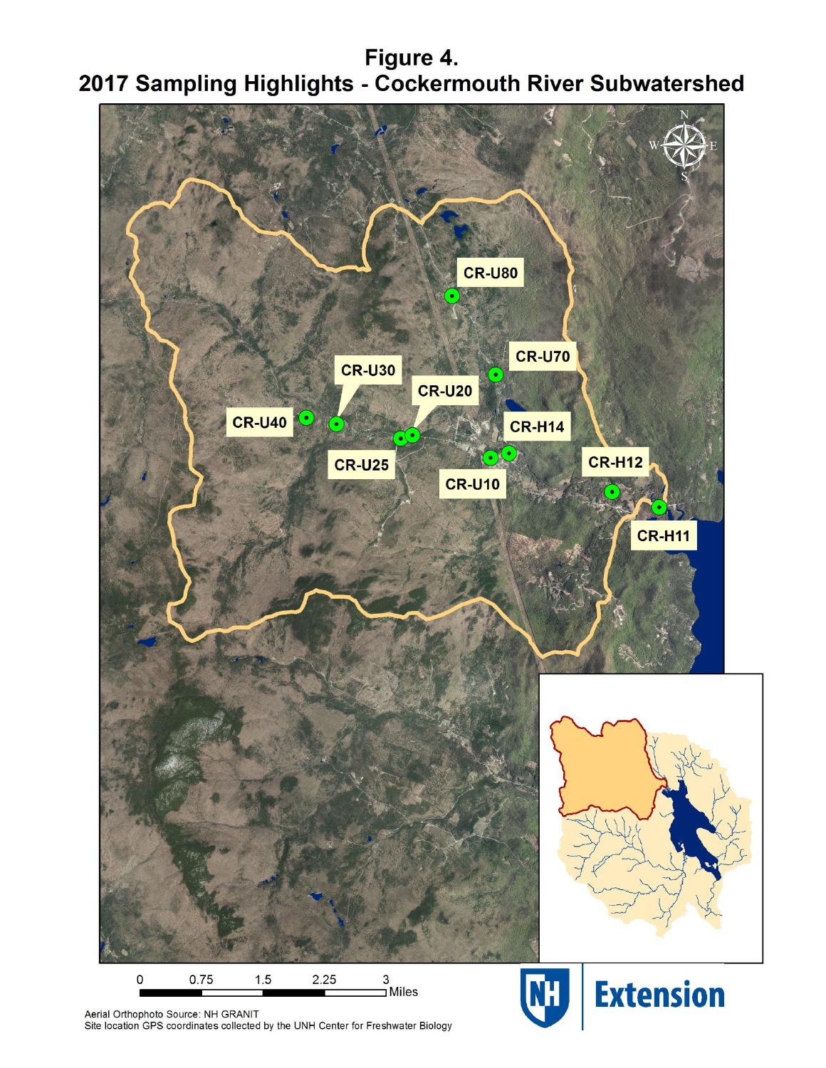# Figure 4.
## 2017 Sampling Highlights - Cockermouth River Subwatershed

CR-U80

CR-U70

CR-U30

CR-U20

CR-U40

CR-H14

CR-U25

CR-U10

CR-H12

CR-H11

N
W E
S

0 0.75 1.5 2.25 3
Miles

Aerial Orthophoto Source: NH GRANIT
Site location GPS coordinates collected by the UNH Center for Freshwater Biology

NH Extension